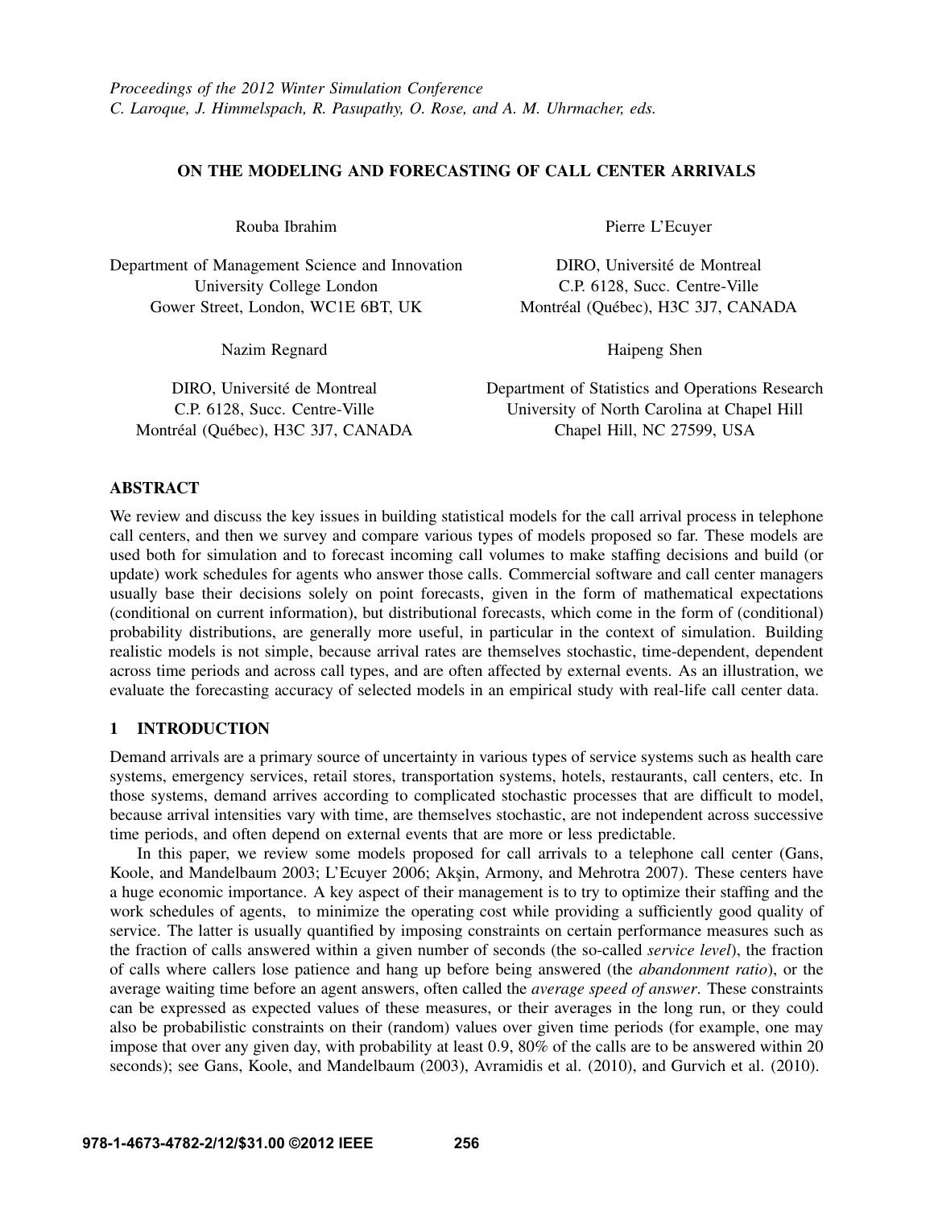*Proceedings of the 2012 Winter Simulation Conference*
*C. Laroque, J. Himmelspach, R. Pasupathy, O. Rose, and A. M. Uhrmacher, eds.*

# ON THE MODELING AND FORECASTING OF CALL CENTER ARRIVALS

Rouba Ibrahim

Department of Management Science and Innovation
University College London
Gower Street, London, WC1E 6BT, UK

Pierre L'Ecuyer

DIRO, Université de Montreal
C.P. 6128, Succ. Centre-Ville
Montréal (Québec), H3C 3J7, CANADA

Nazim Regnard

DIRO, Université de Montreal
C.P. 6128, Succ. Centre-Ville
Montréal (Québec), H3C 3J7, CANADA

Haipeng Shen

Department of Statistics and Operations Research
University of North Carolina at Chapel Hill
Chapel Hill, NC 27599, USA

## ABSTRACT

We review and discuss the key issues in building statistical models for the call arrival process in telephone call centers, and then we survey and compare various types of models proposed so far. These models are used both for simulation and to forecast incoming call volumes to make staffing decisions and build (or update) work schedules for agents who answer those calls. Commercial software and call center managers usually base their decisions solely on point forecasts, given in the form of mathematical expectations (conditional on current information), but distributional forecasts, which come in the form of (conditional) probability distributions, are generally more useful, in particular in the context of simulation. Building realistic models is not simple, because arrival rates are themselves stochastic, time-dependent, dependent across time periods and across call types, and are often affected by external events. As an illustration, we evaluate the forecasting accuracy of selected models in an empirical study with real-life call center data.

## 1 INTRODUCTION

Demand arrivals are a primary source of uncertainty in various types of service systems such as health care systems, emergency services, retail stores, transportation systems, hotels, restaurants, call centers, etc. In those systems, demand arrives according to complicated stochastic processes that are difficult to model, because arrival intensities vary with time, are themselves stochastic, are not independent across successive time periods, and often depend on external events that are more or less predictable.

In this paper, we review some models proposed for call arrivals to a telephone call center (Gans, Koole, and Mandelbaum 2003; L'Ecuyer 2006; Akşin, Armony, and Mehrotra 2007). These centers have a huge economic importance. A key aspect of their management is to try to optimize their staffing and the work schedules of agents, to minimize the operating cost while providing a sufficiently good quality of service. The latter is usually quantified by imposing constraints on certain performance measures such as the fraction of calls answered within a given number of seconds (the so-called *service level*), the fraction of calls where callers lose patience and hang up before being answered (the *abandonment ratio*), or the average waiting time before an agent answers, often called the *average speed of answer*. These constraints can be expressed as expected values of these measures, or their averages in the long run, or they could also be probabilistic constraints on their (random) values over given time periods (for example, one may impose that over any given day, with probability at least 0.9, 80% of the calls are to be answered within 20 seconds); see Gans, Koole, and Mandelbaum (2003), Avramidis et al. (2010), and Gurvich et al. (2010).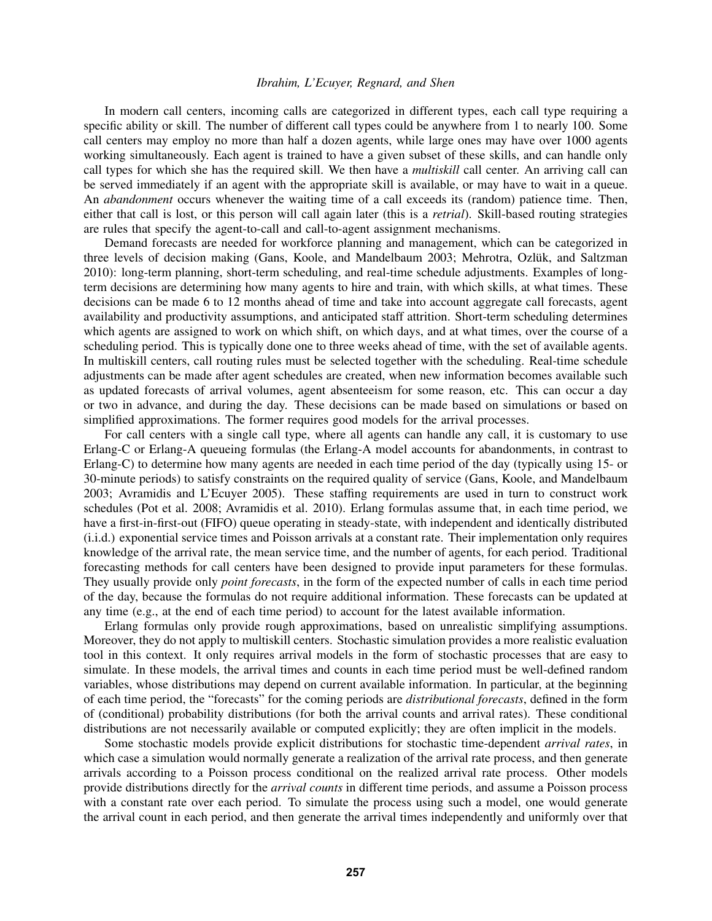In modern call centers, incoming calls are categorized in different types, each call type requiring a specific ability or skill. The number of different call types could be anywhere from 1 to nearly 100. Some call centers may employ no more than half a dozen agents, while large ones may have over 1000 agents working simultaneously. Each agent is trained to have a given subset of these skills, and can handle only call types for which she has the required skill. We then have a *multiskill* call center. An arriving call can be served immediately if an agent with the appropriate skill is available, or may have to wait in a queue. An *abandonment* occurs whenever the waiting time of a call exceeds its (random) patience time. Then, either that call is lost, or this person will call again later (this is a *retrial*). Skill-based routing strategies are rules that specify the agent-to-call and call-to-agent assignment mechanisms.

Demand forecasts are needed for workforce planning and management, which can be categorized in three levels of decision making (Gans, Koole, and Mandelbaum 2003; Mehrotra, Ozlük, and Saltzman 2010): long-term planning, short-term scheduling, and real-time schedule adjustments. Examples of long-term decisions are determining how many agents to hire and train, with which skills, at what times. These decisions can be made 6 to 12 months ahead of time and take into account aggregate call forecasts, agent availability and productivity assumptions, and anticipated staff attrition. Short-term scheduling determines which agents are assigned to work on which shift, on which days, and at what times, over the course of a scheduling period. This is typically done one to three weeks ahead of time, with the set of available agents. In multiskill centers, call routing rules must be selected together with the scheduling. Real-time schedule adjustments can be made after agent schedules are created, when new information becomes available such as updated forecasts of arrival volumes, agent absenteeism for some reason, etc. This can occur a day or two in advance, and during the day. These decisions can be made based on simulations or based on simplified approximations. The former requires good models for the arrival processes.

For call centers with a single call type, where all agents can handle any call, it is customary to use Erlang-C or Erlang-A queueing formulas (the Erlang-A model accounts for abandonments, in contrast to Erlang-C) to determine how many agents are needed in each time period of the day (typically using 15- or 30-minute periods) to satisfy constraints on the required quality of service (Gans, Koole, and Mandelbaum 2003; Avramidis and L'Ecuyer 2005). These staffing requirements are used in turn to construct work schedules (Pot et al. 2008; Avramidis et al. 2010). Erlang formulas assume that, in each time period, we have a first-in-first-out (FIFO) queue operating in steady-state, with independent and identically distributed (i.i.d.) exponential service times and Poisson arrivals at a constant rate. Their implementation only requires knowledge of the arrival rate, the mean service time, and the number of agents, for each period. Traditional forecasting methods for call centers have been designed to provide input parameters for these formulas. They usually provide only *point forecasts*, in the form of the expected number of calls in each time period of the day, because the formulas do not require additional information. These forecasts can be updated at any time (e.g., at the end of each time period) to account for the latest available information.

Erlang formulas only provide rough approximations, based on unrealistic simplifying assumptions. Moreover, they do not apply to multiskill centers. Stochastic simulation provides a more realistic evaluation tool in this context. It only requires arrival models in the form of stochastic processes that are easy to simulate. In these models, the arrival times and counts in each time period must be well-defined random variables, whose distributions may depend on current available information. In particular, at the beginning of each time period, the "forecasts" for the coming periods are *distributional forecasts*, defined in the form of (conditional) probability distributions (for both the arrival counts and arrival rates). These conditional distributions are not necessarily available or computed explicitly; they are often implicit in the models.

Some stochastic models provide explicit distributions for stochastic time-dependent *arrival rates*, in which case a simulation would normally generate a realization of the arrival rate process, and then generate arrivals according to a Poisson process conditional on the realized arrival rate process. Other models provide distributions directly for the *arrival counts* in different time periods, and assume a Poisson process with a constant rate over each period. To simulate the process using such a model, one would generate the arrival count in each period, and then generate the arrival times independently and uniformly over that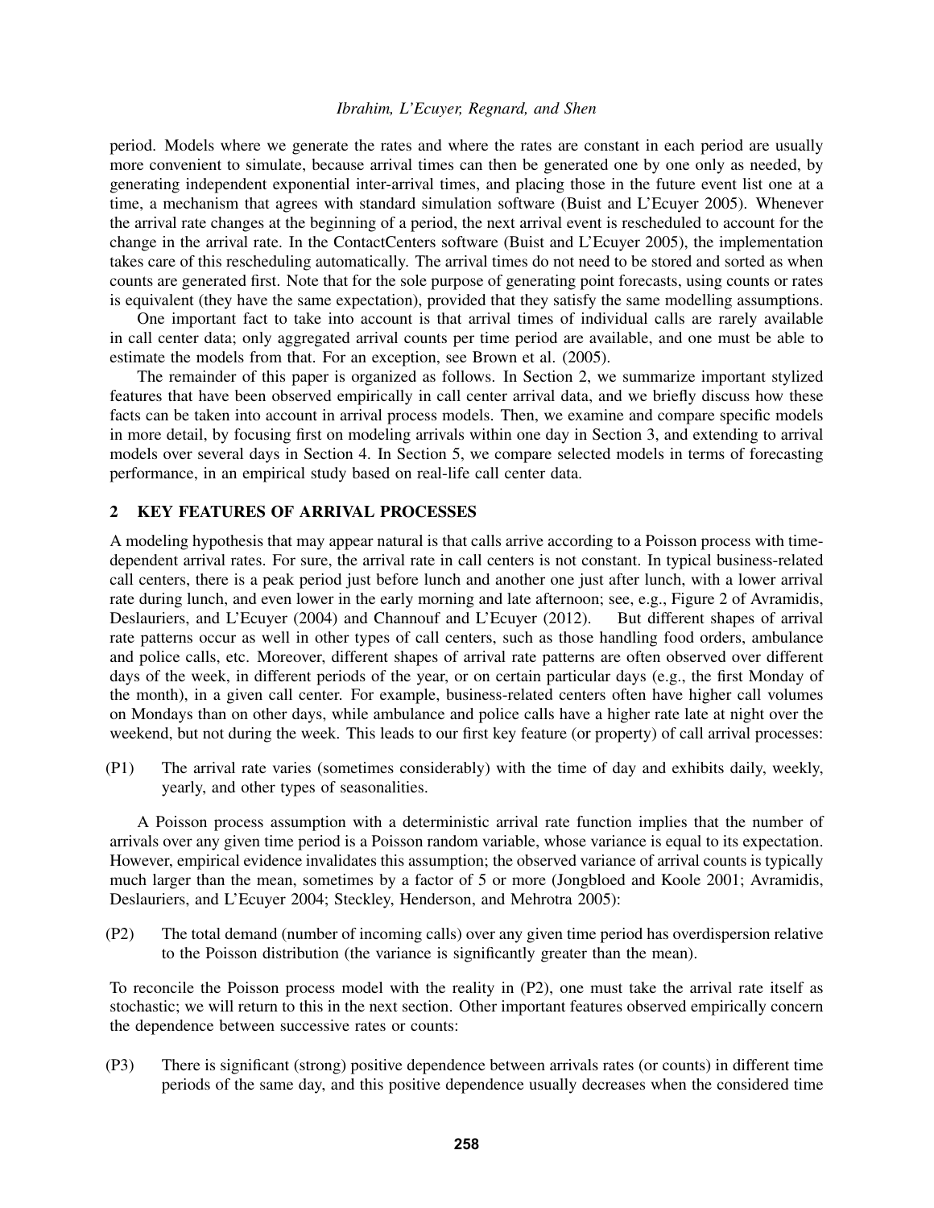period. Models where we generate the rates and where the rates are constant in each period are usually more convenient to simulate, because arrival times can then be generated one by one only as needed, by generating independent exponential inter-arrival times, and placing those in the future event list one at a time, a mechanism that agrees with standard simulation software (Buist and L'Ecuyer 2005). Whenever the arrival rate changes at the beginning of a period, the next arrival event is rescheduled to account for the change in the arrival rate. In the ContactCenters software (Buist and L'Ecuyer 2005), the implementation takes care of this rescheduling automatically. The arrival times do not need to be stored and sorted as when counts are generated first. Note that for the sole purpose of generating point forecasts, using counts or rates is equivalent (they have the same expectation), provided that they satisfy the same modelling assumptions.

One important fact to take into account is that arrival times of individual calls are rarely available in call center data; only aggregated arrival counts per time period are available, and one must be able to estimate the models from that. For an exception, see Brown et al. (2005).

The remainder of this paper is organized as follows. In Section 2, we summarize important stylized features that have been observed empirically in call center arrival data, and we briefly discuss how these facts can be taken into account in arrival process models. Then, we examine and compare specific models in more detail, by focusing first on modeling arrivals within one day in Section 3, and extending to arrival models over several days in Section 4. In Section 5, we compare selected models in terms of forecasting performance, in an empirical study based on real-life call center data.

## 2 KEY FEATURES OF ARRIVAL PROCESSES

A modeling hypothesis that may appear natural is that calls arrive according to a Poisson process with time-dependent arrival rates. For sure, the arrival rate in call centers is not constant. In typical business-related call centers, there is a peak period just before lunch and another one just after lunch, with a lower arrival rate during lunch, and even lower in the early morning and late afternoon; see, e.g., Figure 2 of Avramidis, Deslauriers, and L'Ecuyer (2004) and Channouf and L'Ecuyer (2012). But different shapes of arrival rate patterns occur as well in other types of call centers, such as those handling food orders, ambulance and police calls, etc. Moreover, different shapes of arrival rate patterns are often observed over different days of the week, in different periods of the year, or on certain particular days (e.g., the first Monday of the month), in a given call center. For example, business-related centers often have higher call volumes on Mondays than on other days, while ambulance and police calls have a higher rate late at night over the weekend, but not during the week. This leads to our first key feature (or property) of call arrival processes:

(P1) The arrival rate varies (sometimes considerably) with the time of day and exhibits daily, weekly, yearly, and other types of seasonalities.

A Poisson process assumption with a deterministic arrival rate function implies that the number of arrivals over any given time period is a Poisson random variable, whose variance is equal to its expectation. However, empirical evidence invalidates this assumption; the observed variance of arrival counts is typically much larger than the mean, sometimes by a factor of 5 or more (Jongbloed and Koole 2001; Avramidis, Deslauriers, and L'Ecuyer 2004; Steckley, Henderson, and Mehrotra 2005):

(P2) The total demand (number of incoming calls) over any given time period has overdispersion relative to the Poisson distribution (the variance is significantly greater than the mean).

To reconcile the Poisson process model with the reality in (P2), one must take the arrival rate itself as stochastic; we will return to this in the next section. Other important features observed empirically concern the dependence between successive rates or counts:

(P3) There is significant (strong) positive dependence between arrivals rates (or counts) in different time periods of the same day, and this positive dependence usually decreases when the considered time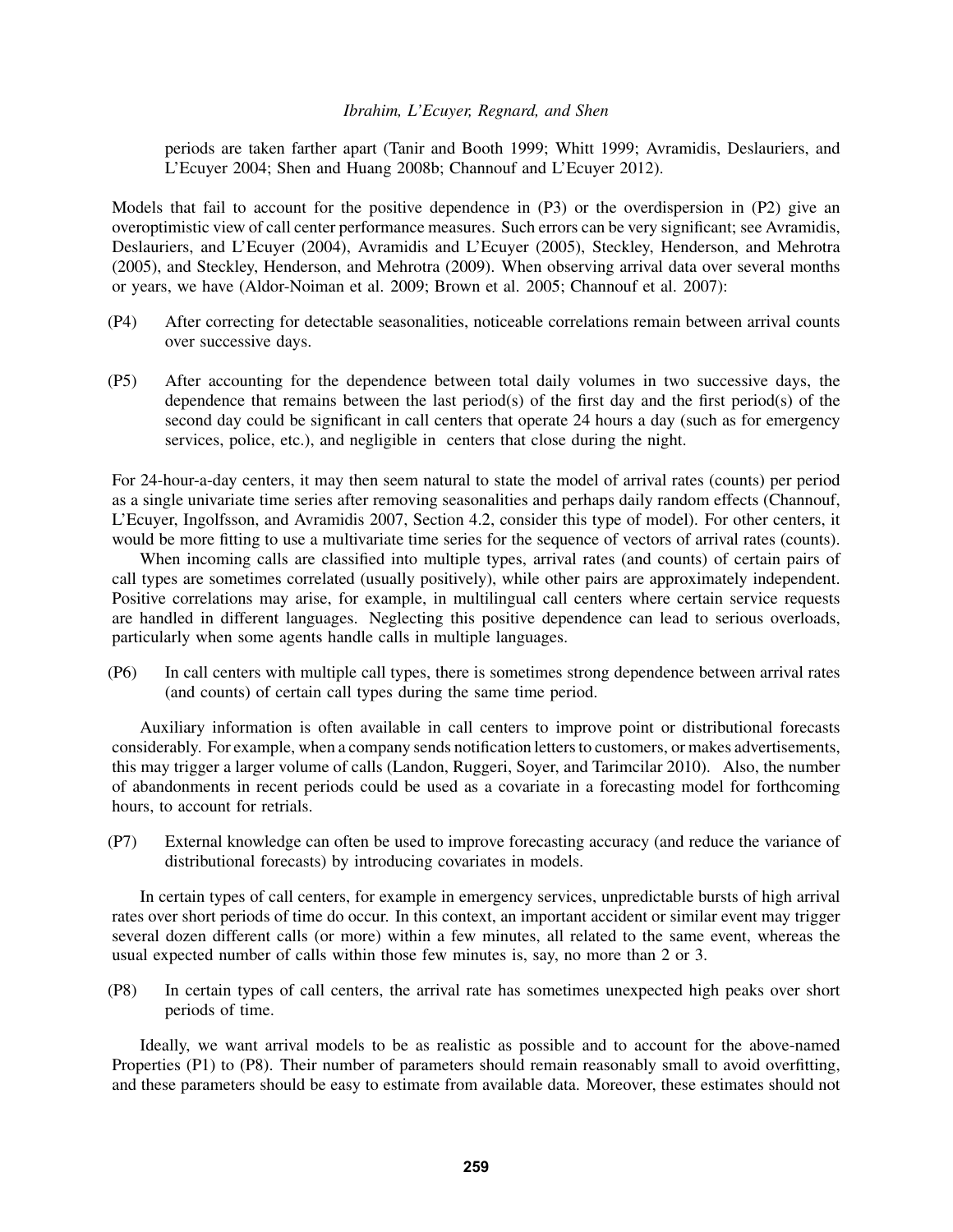periods are taken farther apart (Tanir and Booth 1999; Whitt 1999; Avramidis, Deslauriers, and L'Ecuyer 2004; Shen and Huang 2008b; Channouf and L'Ecuyer 2012).

Models that fail to account for the positive dependence in (P3) or the overdispersion in (P2) give an overoptimistic view of call center performance measures. Such errors can be very significant; see Avramidis, Deslauriers, and L'Ecuyer (2004), Avramidis and L'Ecuyer (2005), Steckley, Henderson, and Mehrotra (2005), and Steckley, Henderson, and Mehrotra (2009). When observing arrival data over several months or years, we have (Aldor-Noiman et al. 2009; Brown et al. 2005; Channouf et al. 2007):

(P4) After correcting for detectable seasonalities, noticeable correlations remain between arrival counts over successive days.

(P5) After accounting for the dependence between total daily volumes in two successive days, the dependence that remains between the last period(s) of the first day and the first period(s) of the second day could be significant in call centers that operate 24 hours a day (such as for emergency services, police, etc.), and negligible in centers that close during the night.

For 24-hour-a-day centers, it may then seem natural to state the model of arrival rates (counts) per period as a single univariate time series after removing seasonalities and perhaps daily random effects (Channouf, L'Ecuyer, Ingolfsson, and Avramidis 2007, Section 4.2, consider this type of model). For other centers, it would be more fitting to use a multivariate time series for the sequence of vectors of arrival rates (counts).

When incoming calls are classified into multiple types, arrival rates (and counts) of certain pairs of call types are sometimes correlated (usually positively), while other pairs are approximately independent. Positive correlations may arise, for example, in multilingual call centers where certain service requests are handled in different languages. Neglecting this positive dependence can lead to serious overloads, particularly when some agents handle calls in multiple languages.

(P6) In call centers with multiple call types, there is sometimes strong dependence between arrival rates (and counts) of certain call types during the same time period.

Auxiliary information is often available in call centers to improve point or distributional forecasts considerably. For example, when a company sends notification letters to customers, or makes advertisements, this may trigger a larger volume of calls (Landon, Ruggeri, Soyer, and Tarimcilar 2010). Also, the number of abandonments in recent periods could be used as a covariate in a forecasting model for forthcoming hours, to account for retrials.

(P7) External knowledge can often be used to improve forecasting accuracy (and reduce the variance of distributional forecasts) by introducing covariates in models.

In certain types of call centers, for example in emergency services, unpredictable bursts of high arrival rates over short periods of time do occur. In this context, an important accident or similar event may trigger several dozen different calls (or more) within a few minutes, all related to the same event, whereas the usual expected number of calls within those few minutes is, say, no more than 2 or 3.

(P8) In certain types of call centers, the arrival rate has sometimes unexpected high peaks over short periods of time.

Ideally, we want arrival models to be as realistic as possible and to account for the above-named Properties (P1) to (P8). Their number of parameters should remain reasonably small to avoid overfitting, and these parameters should be easy to estimate from available data. Moreover, these estimates should not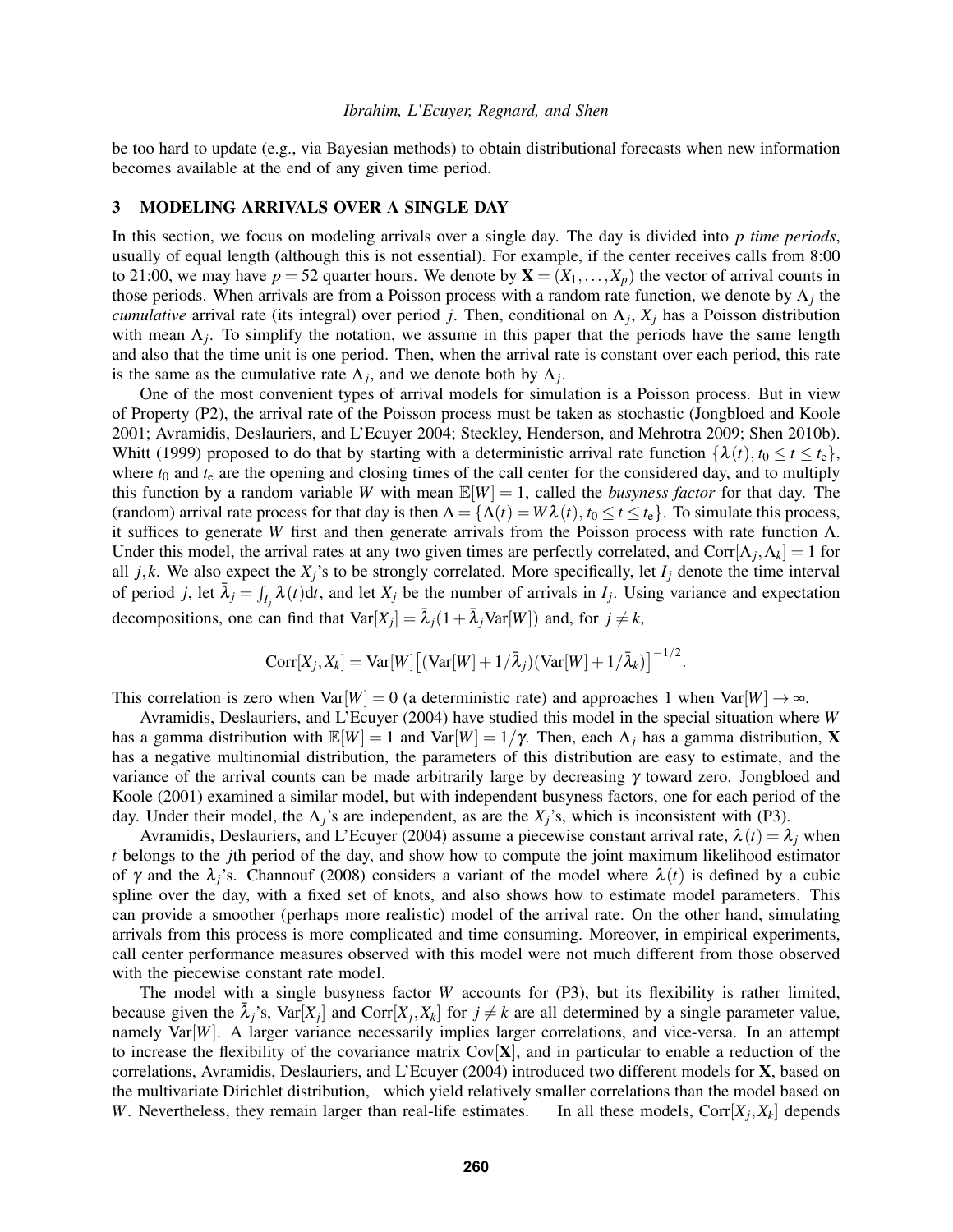be too hard to update (e.g., via Bayesian methods) to obtain distributional forecasts when new information becomes available at the end of any given time period.

## 3 MODELING ARRIVALS OVER A SINGLE DAY

In this section, we focus on modeling arrivals over a single day. The day is divided into $p$ *time periods*, usually of equal length (although this is not essential). For example, if the center receives calls from 8:00 to 21:00, we may have $p = 52$ quarter hours. We denote by $\mathbf{X} = (X_1, \ldots, X_p)$ the vector of arrival counts in those periods. When arrivals are from a Poisson process with a random rate function, we denote by $\Lambda_j$ the *cumulative* arrival rate (its integral) over period $j$. Then, conditional on $\Lambda_j$, $X_j$ has a Poisson distribution with mean $\Lambda_j$. To simplify the notation, we assume in this paper that the periods have the same length and also that the time unit is one period. Then, when the arrival rate is constant over each period, this rate is the same as the cumulative rate $\Lambda_j$, and we denote both by $\Lambda_j$.

One of the most convenient types of arrival models for simulation is a Poisson process. But in view of Property (P2), the arrival rate of the Poisson process must be taken as stochastic (Jongbloed and Koole 2001; Avramidis, Deslauriers, and L'Ecuyer 2004; Steckley, Henderson, and Mehrotra 2009; Shen 2010b). Whitt (1999) proposed to do that by starting with a deterministic arrival rate function $\{\lambda(t), t_0 \leq t \leq t_e\}$, where $t_0$ and $t_e$ are the opening and closing times of the call center for the considered day, and to multiply this function by a random variable $W$ with mean $\mathbb{E}[W] = 1$, called the *busyness factor* for that day. The (random) arrival rate process for that day is then $\Lambda = \{\Lambda(t) = W\lambda(t), t_0 \leq t \leq t_e\}$. To simulate this process, it suffices to generate $W$ first and then generate arrivals from the Poisson process with rate function $\Lambda$. Under this model, the arrival rates at any two given times are perfectly correlated, and $\text{Corr}[\Lambda_j, \Lambda_k] = 1$ for all $j, k$. We also expect the $X_j$'s to be strongly correlated. More specifically, let $I_j$ denote the time interval of period $j$, let $\bar{\lambda}_j = \int_{I_j} \lambda(t)\mathrm{d}t$, and let $X_j$ be the number of arrivals in $I_j$. Using variance and expectation decompositions, one can find that $\text{Var}[X_j] = \bar{\lambda}_j(1 + \bar{\lambda}_j \text{Var}[W])$ and, for $j \neq k$,

$$\text{Corr}[X_j, X_k] = \text{Var}[W]\left[(\text{Var}[W] + 1/\bar{\lambda}_j)(\text{Var}[W] + 1/\bar{\lambda}_k)\right]^{-1/2}.$$

This correlation is zero when $\text{Var}[W] = 0$ (a deterministic rate) and approaches 1 when $\text{Var}[W] \to \infty$.

Avramidis, Deslauriers, and L'Ecuyer (2004) have studied this model in the special situation where $W$ has a gamma distribution with $\mathbb{E}[W] = 1$ and $\text{Var}[W] = 1/\gamma$. Then, each $\Lambda_j$ has a gamma distribution, $\mathbf{X}$ has a negative multinomial distribution, the parameters of this distribution are easy to estimate, and the variance of the arrival counts can be made arbitrarily large by decreasing $\gamma$ toward zero. Jongbloed and Koole (2001) examined a similar model, but with independent busyness factors, one for each period of the day. Under their model, the $\Lambda_j$'s are independent, as are the $X_j$'s, which is inconsistent with (P3).

Avramidis, Deslauriers, and L'Ecuyer (2004) assume a piecewise constant arrival rate, $\lambda(t) = \lambda_j$ when $t$ belongs to the $j$th period of the day, and show how to compute the joint maximum likelihood estimator of $\gamma$ and the $\lambda_j$'s. Channouf (2008) considers a variant of the model where $\lambda(t)$ is defined by a cubic spline over the day, with a fixed set of knots, and also shows how to estimate model parameters. This can provide a smoother (perhaps more realistic) model of the arrival rate. On the other hand, simulating arrivals from this process is more complicated and time consuming. Moreover, in empirical experiments, call center performance measures observed with this model were not much different from those observed with the piecewise constant rate model.

The model with a single busyness factor $W$ accounts for (P3), but its flexibility is rather limited, because given the $\bar{\lambda}_j$'s, $\text{Var}[X_j]$ and $\text{Corr}[X_j, X_k]$ for $j \neq k$ are all determined by a single parameter value, namely $\text{Var}[W]$. A larger variance necessarily implies larger correlations, and vice-versa. In an attempt to increase the flexibility of the covariance matrix $\text{Cov}[\mathbf{X}]$, and in particular to enable a reduction of the correlations, Avramidis, Deslauriers, and L'Ecuyer (2004) introduced two different models for $\mathbf{X}$, based on the multivariate Dirichlet distribution, which yield relatively smaller correlations than the model based on $W$. Nevertheless, they remain larger than real-life estimates. In all these models, $\text{Corr}[X_j, X_k]$ depends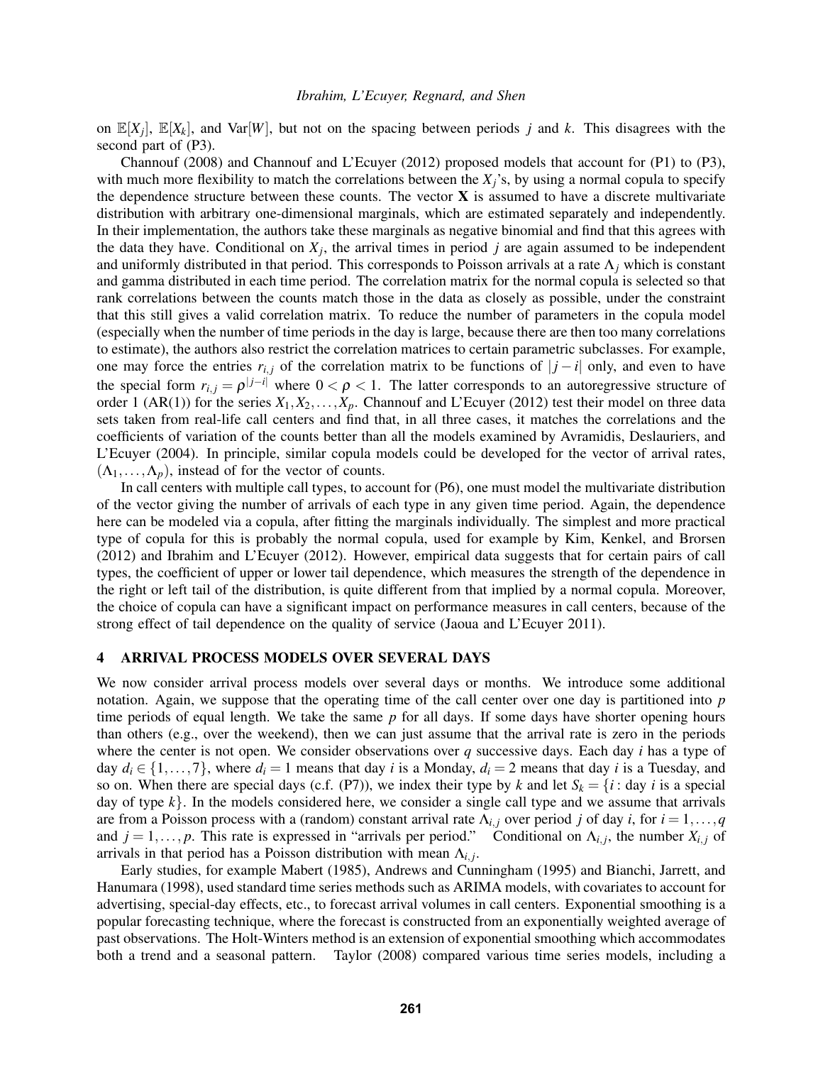on $\mathbb{E}[X_j]$, $\mathbb{E}[X_k]$, and $\text{Var}[W]$, but not on the spacing between periods $j$ and $k$. This disagrees with the second part of (P3).

Channouf (2008) and Channouf and L'Ecuyer (2012) proposed models that account for (P1) to (P3), with much more flexibility to match the correlations between the $X_j$'s, by using a normal copula to specify the dependence structure between these counts. The vector $\mathbf{X}$ is assumed to have a discrete multivariate distribution with arbitrary one-dimensional marginals, which are estimated separately and independently. In their implementation, the authors take these marginals as negative binomial and find that this agrees with the data they have. Conditional on $X_j$, the arrival times in period $j$ are again assumed to be independent and uniformly distributed in that period. This corresponds to Poisson arrivals at a rate $\Lambda_j$ which is constant and gamma distributed in each time period. The correlation matrix for the normal copula is selected so that rank correlations between the counts match those in the data as closely as possible, under the constraint that this still gives a valid correlation matrix. To reduce the number of parameters in the copula model (especially when the number of time periods in the day is large, because there are then too many correlations to estimate), the authors also restrict the correlation matrices to certain parametric subclasses. For example, one may force the entries $r_{i,j}$ of the correlation matrix to be functions of $|j-i|$ only, and even to have the special form $r_{i,j} = \rho^{|j-i|}$ where $0 < \rho < 1$. The latter corresponds to an autoregressive structure of order 1 (AR(1)) for the series $X_1, X_2, \ldots, X_p$. Channouf and L'Ecuyer (2012) test their model on three data sets taken from real-life call centers and find that, in all three cases, it matches the correlations and the coefficients of variation of the counts better than all the models examined by Avramidis, Deslauriers, and L'Ecuyer (2004). In principle, similar copula models could be developed for the vector of arrival rates, $(\Lambda_1, \ldots, \Lambda_p)$, instead of for the vector of counts.

In call centers with multiple call types, to account for (P6), one must model the multivariate distribution of the vector giving the number of arrivals of each type in any given time period. Again, the dependence here can be modeled via a copula, after fitting the marginals individually. The simplest and more practical type of copula for this is probably the normal copula, used for example by Kim, Kenkel, and Brorsen (2012) and Ibrahim and L'Ecuyer (2012). However, empirical data suggests that for certain pairs of call types, the coefficient of upper or lower tail dependence, which measures the strength of the dependence in the right or left tail of the distribution, is quite different from that implied by a normal copula. Moreover, the choice of copula can have a significant impact on performance measures in call centers, because of the strong effect of tail dependence on the quality of service (Jaoua and L'Ecuyer 2011).

## 4 ARRIVAL PROCESS MODELS OVER SEVERAL DAYS

We now consider arrival process models over several days or months. We introduce some additional notation. Again, we suppose that the operating time of the call center over one day is partitioned into $p$ time periods of equal length. We take the same $p$ for all days. If some days have shorter opening hours than others (e.g., over the weekend), then we can just assume that the arrival rate is zero in the periods where the center is not open. We consider observations over $q$ successive days. Each day $i$ has a type of day $d_i \in \{1, \ldots, 7\}$, where $d_i = 1$ means that day $i$ is a Monday, $d_i = 2$ means that day $i$ is a Tuesday, and so on. When there are special days (c.f. (P7)), we index their type by $k$ and let $S_k = \{i : \text{day } i \text{ is a special day of type } k\}$. In the models considered here, we consider a single call type and we assume that arrivals are from a Poisson process with a (random) constant arrival rate $\Lambda_{i,j}$ over period $j$ of day $i$, for $i = 1, \ldots, q$ and $j = 1, \ldots, p$. This rate is expressed in "arrivals per period." Conditional on $\Lambda_{i,j}$, the number $X_{i,j}$ of arrivals in that period has a Poisson distribution with mean $\Lambda_{i,j}$.

Early studies, for example Mabert (1985), Andrews and Cunningham (1995) and Bianchi, Jarrett, and Hanumara (1998), used standard time series methods such as ARIMA models, with covariates to account for advertising, special-day effects, etc., to forecast arrival volumes in call centers. Exponential smoothing is a popular forecasting technique, where the forecast is constructed from an exponentially weighted average of past observations. The Holt-Winters method is an extension of exponential smoothing which accommodates both a trend and a seasonal pattern. Taylor (2008) compared various time series models, including a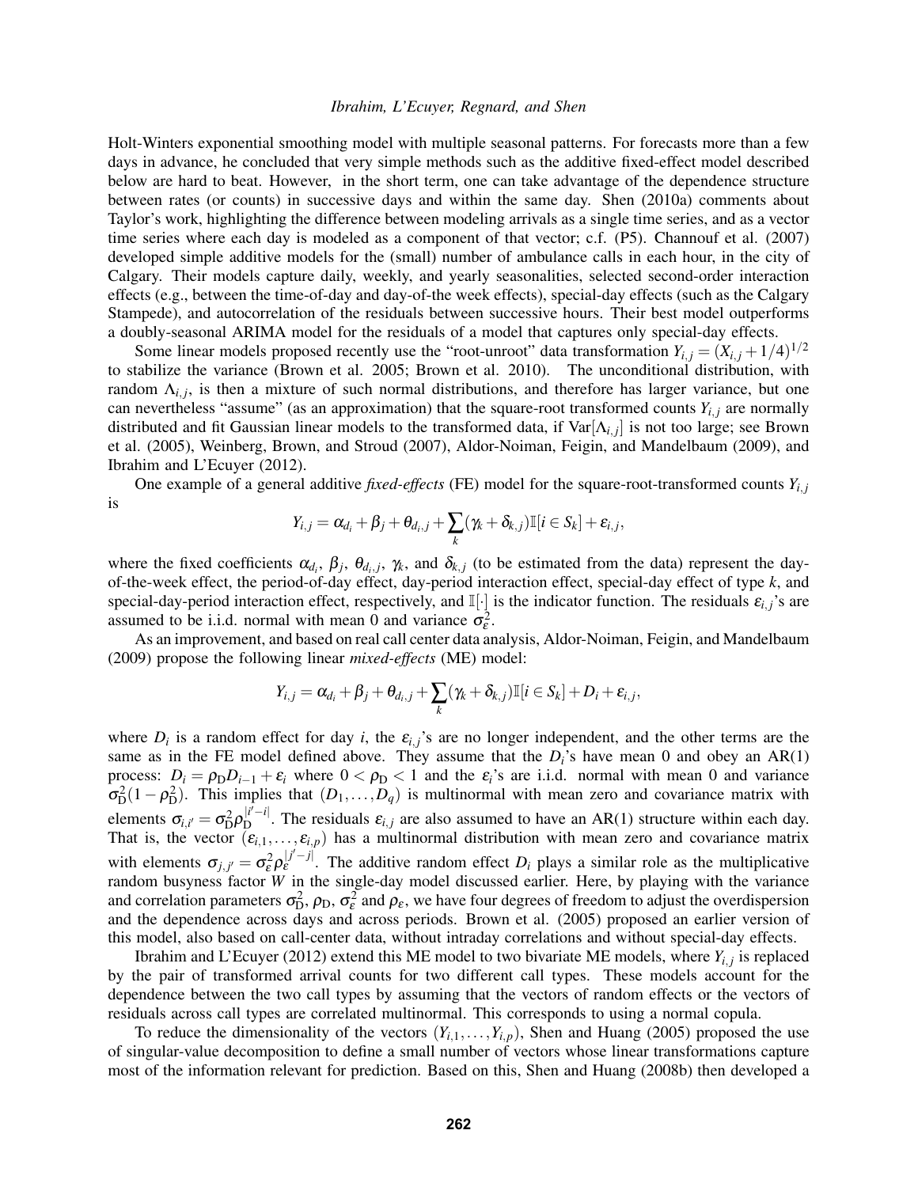Holt-Winters exponential smoothing model with multiple seasonal patterns. For forecasts more than a few days in advance, he concluded that very simple methods such as the additive fixed-effect model described below are hard to beat. However, in the short term, one can take advantage of the dependence structure between rates (or counts) in successive days and within the same day. Shen (2010a) comments about Taylor's work, highlighting the difference between modeling arrivals as a single time series, and as a vector time series where each day is modeled as a component of that vector; c.f. (P5). Channouf et al. (2007) developed simple additive models for the (small) number of ambulance calls in each hour, in the city of Calgary. Their models capture daily, weekly, and yearly seasonalities, selected second-order interaction effects (e.g., between the time-of-day and day-of-the week effects), special-day effects (such as the Calgary Stampede), and autocorrelation of the residuals between successive hours. Their best model outperforms a doubly-seasonal ARIMA model for the residuals of a model that captures only special-day effects.

Some linear models proposed recently use the "root-unroot" data transformation $Y_{i,j} = (X_{i,j} + 1/4)^{1/2}$ to stabilize the variance (Brown et al. 2005; Brown et al. 2010). The unconditional distribution, with random $\Lambda_{i,j}$, is then a mixture of such normal distributions, and therefore has larger variance, but one can nevertheless "assume" (as an approximation) that the square-root transformed counts $Y_{i,j}$ are normally distributed and fit Gaussian linear models to the transformed data, if $\text{Var}[\Lambda_{i,j}]$ is not too large; see Brown et al. (2005), Weinberg, Brown, and Stroud (2007), Aldor-Noiman, Feigin, and Mandelbaum (2009), and Ibrahim and L'Ecuyer (2012).

One example of a general additive *fixed-effects* (FE) model for the square-root-transformed counts $Y_{i,j}$ is

$$Y_{i,j} = \alpha_{d_i} + \beta_j + \theta_{d_i,j} + \sum_k (\gamma_k + \delta_{k,j}) \mathbb{I}[i \in S_k] + \varepsilon_{i,j},$$

where the fixed coefficients $\alpha_{d_i}$, $\beta_j$, $\theta_{d_i,j}$, $\gamma_k$, and $\delta_{k,j}$ (to be estimated from the data) represent the day-of-the-week effect, the period-of-day effect, day-period interaction effect, special-day effect of type $k$, and special-day-period interaction effect, respectively, and $\mathbb{I}[\cdot]$ is the indicator function. The residuals $\varepsilon_{i,j}$'s are assumed to be i.i.d. normal with mean 0 and variance $\sigma_\varepsilon^2$.

As an improvement, and based on real call center data analysis, Aldor-Noiman, Feigin, and Mandelbaum (2009) propose the following linear *mixed-effects* (ME) model:

$$Y_{i,j} = \alpha_{d_i} + \beta_j + \theta_{d_i,j} + \sum_k (\gamma_k + \delta_{k,j}) \mathbb{I}[i \in S_k] + D_i + \varepsilon_{i,j},$$

where $D_i$ is a random effect for day $i$, the $\varepsilon_{i,j}$'s are no longer independent, and the other terms are the same as in the FE model defined above. They assume that the $D_i$'s have mean 0 and obey an AR(1) process: $D_i = \rho_D D_{i-1} + \varepsilon_i$ where $0 < \rho_D < 1$ and the $\varepsilon_i$'s are i.i.d. normal with mean 0 and variance $\sigma_D^2(1-\rho_D^2)$. This implies that $(D_1, \ldots, D_q)$ is multinormal with mean zero and covariance matrix with elements $\sigma_{i,i'} = \sigma_D^2 \rho_D^{|i'-i|}$. The residuals $\varepsilon_{i,j}$ are also assumed to have an AR(1) structure within each day. That is, the vector $(\varepsilon_{i,1}, \ldots, \varepsilon_{i,p})$ has a multinormal distribution with mean zero and covariance matrix with elements $\sigma_{j,j'} = \sigma_\varepsilon^2 \rho_\varepsilon^{|j'-j|}$. The additive random effect $D_i$ plays a similar role as the multiplicative random busyness factor $W$ in the single-day model discussed earlier. Here, by playing with the variance and correlation parameters $\sigma_D^2$, $\rho_D$, $\sigma_\varepsilon^2$ and $\rho_\varepsilon$, we have four degrees of freedom to adjust the overdispersion and the dependence across days and across periods. Brown et al. (2005) proposed an earlier version of this model, also based on call-center data, without intraday correlations and without special-day effects.

Ibrahim and L'Ecuyer (2012) extend this ME model to two bivariate ME models, where $Y_{i,j}$ is replaced by the pair of transformed arrival counts for two different call types. These models account for the dependence between the two call types by assuming that the vectors of random effects or the vectors of residuals across call types are correlated multinormal. This corresponds to using a normal copula.

To reduce the dimensionality of the vectors $(Y_{i,1}, \ldots, Y_{i,p})$, Shen and Huang (2005) proposed the use of singular-value decomposition to define a small number of vectors whose linear transformations capture most of the information relevant for prediction. Based on this, Shen and Huang (2008b) then developed a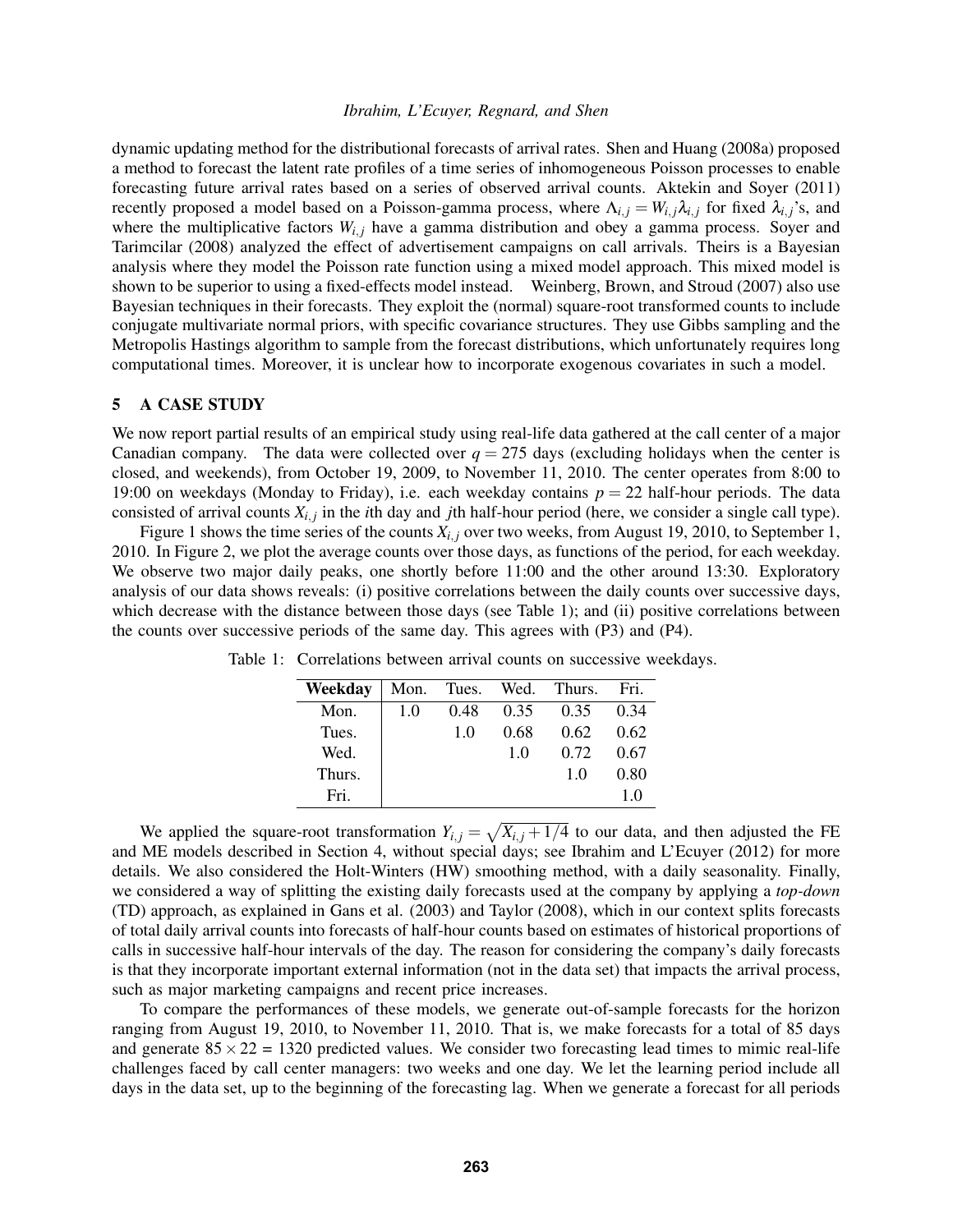dynamic updating method for the distributional forecasts of arrival rates. Shen and Huang (2008a) proposed a method to forecast the latent rate profiles of a time series of inhomogeneous Poisson processes to enable forecasting future arrival rates based on a series of observed arrival counts. Aktekin and Soyer (2011) recently proposed a model based on a Poisson-gamma process, where $\Lambda_{i,j} = W_{i,j}\lambda_{i,j}$ for fixed $\lambda_{i,j}$'s, and where the multiplicative factors $W_{i,j}$ have a gamma distribution and obey a gamma process. Soyer and Tarimcilar (2008) analyzed the effect of advertisement campaigns on call arrivals. Theirs is a Bayesian analysis where they model the Poisson rate function using a mixed model approach. This mixed model is shown to be superior to using a fixed-effects model instead. Weinberg, Brown, and Stroud (2007) also use Bayesian techniques in their forecasts. They exploit the (normal) square-root transformed counts to include conjugate multivariate normal priors, with specific covariance structures. They use Gibbs sampling and the Metropolis Hastings algorithm to sample from the forecast distributions, which unfortunately requires long computational times. Moreover, it is unclear how to incorporate exogenous covariates in such a model.

## 5 A CASE STUDY

We now report partial results of an empirical study using real-life data gathered at the call center of a major Canadian company. The data were collected over $q = 275$ days (excluding holidays when the center is closed, and weekends), from October 19, 2009, to November 11, 2010. The center operates from 8:00 to 19:00 on weekdays (Monday to Friday), i.e. each weekday contains $p = 22$ half-hour periods. The data consisted of arrival counts $X_{i,j}$ in the $i$th day and $j$th half-hour period (here, we consider a single call type).

Figure 1 shows the time series of the counts $X_{i,j}$ over two weeks, from August 19, 2010, to September 1, 2010. In Figure 2, we plot the average counts over those days, as functions of the period, for each weekday. We observe two major daily peaks, one shortly before 11:00 and the other around 13:30. Exploratory analysis of our data shows reveals: (i) positive correlations between the daily counts over successive days, which decrease with the distance between those days (see Table 1); and (ii) positive correlations between the counts over successive periods of the same day. This agrees with (P3) and (P4).

Table 1: Correlations between arrival counts on successive weekdays.

| **Weekday** | Mon. | Tues. | Wed. | Thurs. | Fri. |
|---|---|---|---|---|---|
| Mon. | 1.0 | 0.48 | 0.35 | 0.35 | 0.34 |
| Tues. | | 1.0 | 0.68 | 0.62 | 0.62 |
| Wed. | | | 1.0 | 0.72 | 0.67 |
| Thurs. | | | | 1.0 | 0.80 |
| Fri. | | | | | 1.0 |

We applied the square-root transformation $Y_{i,j} = \sqrt{X_{i,j} + 1/4}$ to our data, and then adjusted the FE and ME models described in Section 4, without special days; see Ibrahim and L'Ecuyer (2012) for more details. We also considered the Holt-Winters (HW) smoothing method, with a daily seasonality. Finally, we considered a way of splitting the existing daily forecasts used at the company by applying a *top-down* (TD) approach, as explained in Gans et al. (2003) and Taylor (2008), which in our context splits forecasts of total daily arrival counts into forecasts of half-hour counts based on estimates of historical proportions of calls in successive half-hour intervals of the day. The reason for considering the company's daily forecasts is that they incorporate important external information (not in the data set) that impacts the arrival process, such as major marketing campaigns and recent price increases.

To compare the performances of these models, we generate out-of-sample forecasts for the horizon ranging from August 19, 2010, to November 11, 2010. That is, we make forecasts for a total of 85 days and generate $85 \times 22$ = 1320 predicted values. We consider two forecasting lead times to mimic real-life challenges faced by call center managers: two weeks and one day. We let the learning period include all days in the data set, up to the beginning of the forecasting lag. When we generate a forecast for all periods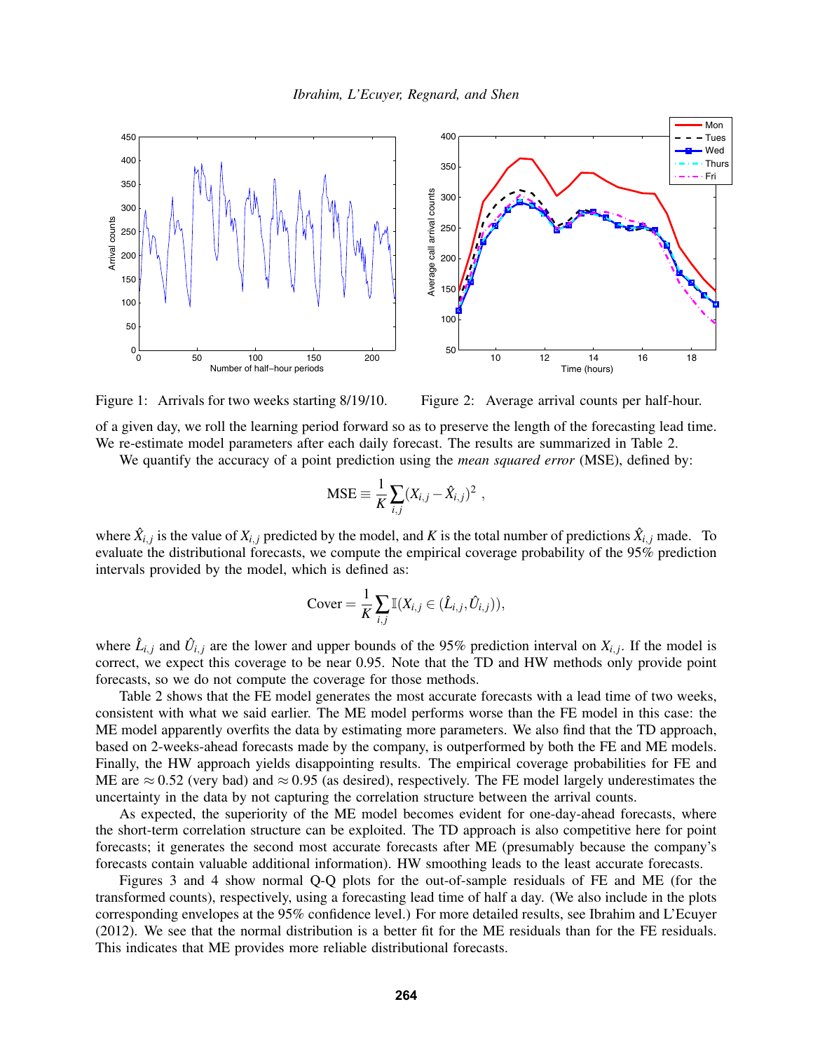Figure 1: Arrivals for two weeks starting 8/19/10.

Figure 2: Average arrival counts per half-hour.

of a given day, we roll the learning period forward so as to preserve the length of the forecasting lead time. We re-estimate model parameters after each daily forecast. The results are summarized in Table 2.

We quantify the accuracy of a point prediction using the *mean squared error* (MSE), defined by:

$$\text{MSE} \equiv \frac{1}{K}\sum_{i,j}(X_{i,j} - \hat{X}_{i,j})^2 ,$$

where $\hat{X}_{i,j}$ is the value of $X_{i,j}$ predicted by the model, and $K$ is the total number of predictions $\hat{X}_{i,j}$ made. To evaluate the distributional forecasts, we compute the empirical coverage probability of the 95% prediction intervals provided by the model, which is defined as:

$$\text{Cover} = \frac{1}{K}\sum_{i,j}\mathbb{I}(X_{i,j} \in (\hat{L}_{i,j}, \hat{U}_{i,j})),$$

where $\hat{L}_{i,j}$ and $\hat{U}_{i,j}$ are the lower and upper bounds of the 95% prediction interval on $X_{i,j}$. If the model is correct, we expect this coverage to be near 0.95. Note that the TD and HW methods only provide point forecasts, so we do not compute the coverage for those methods.

Table 2 shows that the FE model generates the most accurate forecasts with a lead time of two weeks, consistent with what we said earlier. The ME model performs worse than the FE model in this case: the ME model apparently overfits the data by estimating more parameters. We also find that the TD approach, based on 2-weeks-ahead forecasts made by the company, is outperformed by both the FE and ME models. Finally, the HW approach yields disappointing results. The empirical coverage probabilities for FE and ME are $\approx 0.52$ (very bad) and $\approx 0.95$ (as desired), respectively. The FE model largely underestimates the uncertainty in the data by not capturing the correlation structure between the arrival counts.

As expected, the superiority of the ME model becomes evident for one-day-ahead forecasts, where the short-term correlation structure can be exploited. The TD approach is also competitive here for point forecasts; it generates the second most accurate forecasts after ME (presumably because the company's forecasts contain valuable additional information). HW smoothing leads to the least accurate forecasts.

Figures 3 and 4 show normal Q-Q plots for the out-of-sample residuals of FE and ME (for the transformed counts), respectively, using a forecasting lead time of half a day. (We also include in the plots corresponding envelopes at the 95% confidence level.) For more detailed results, see Ibrahim and L'Ecuyer (2012). We see that the normal distribution is a better fit for the ME residuals than for the FE residuals. This indicates that ME provides more reliable distributional forecasts.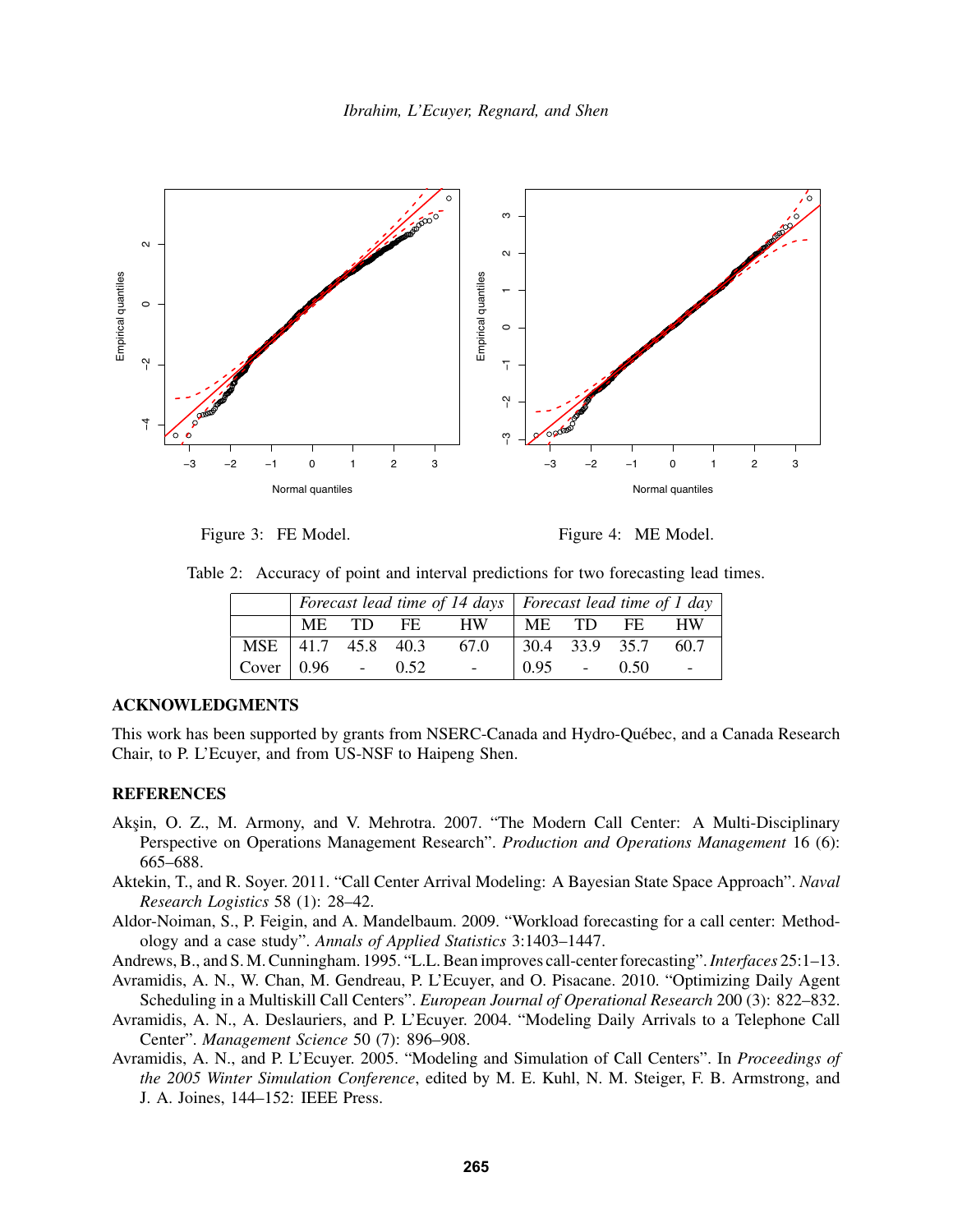Figure 3: FE Model.

Figure 4: ME Model.

Table 2: Accuracy of point and interval predictions for two forecasting lead times.

| | *Forecast lead time of 14 days* | | | | *Forecast lead time of 1 day* | | | |
|---|---|---|---|---|---|---|---|---|
| | ME | TD | FE | HW | ME | TD | FE | HW |
| MSE | 41.7 | 45.8 | 40.3 | 67.0 | 30.4 | 33.9 | 35.7 | 60.7 |
| Cover | 0.96 | - | 0.52 | - | 0.95 | - | 0.50 | - |

## ACKNOWLEDGMENTS

This work has been supported by grants from NSERC-Canada and Hydro-Québec, and a Canada Research Chair, to P. L'Ecuyer, and from US-NSF to Haipeng Shen.

## REFERENCES

Akşin, O. Z., M. Armony, and V. Mehrotra. 2007. "The Modern Call Center: A Multi-Disciplinary Perspective on Operations Management Research". *Production and Operations Management* 16 (6): 665–688.

Aktekin, T., and R. Soyer. 2011. "Call Center Arrival Modeling: A Bayesian State Space Approach". *Naval Research Logistics* 58 (1): 28–42.

Aldor-Noiman, S., P. Feigin, and A. Mandelbaum. 2009. "Workload forecasting for a call center: Methodology and a case study". *Annals of Applied Statistics* 3:1403–1447.

Andrews, B., and S. M. Cunningham. 1995. "L.L. Bean improves call-center forecasting". *Interfaces* 25:1–13.

Avramidis, A. N., W. Chan, M. Gendreau, P. L'Ecuyer, and O. Pisacane. 2010. "Optimizing Daily Agent Scheduling in a Multiskill Call Centers". *European Journal of Operational Research* 200 (3): 822–832.

Avramidis, A. N., A. Deslauriers, and P. L'Ecuyer. 2004. "Modeling Daily Arrivals to a Telephone Call Center". *Management Science* 50 (7): 896–908.

Avramidis, A. N., and P. L'Ecuyer. 2005. "Modeling and Simulation of Call Centers". In *Proceedings of the 2005 Winter Simulation Conference*, edited by M. E. Kuhl, N. M. Steiger, F. B. Armstrong, and J. A. Joines, 144–152: IEEE Press.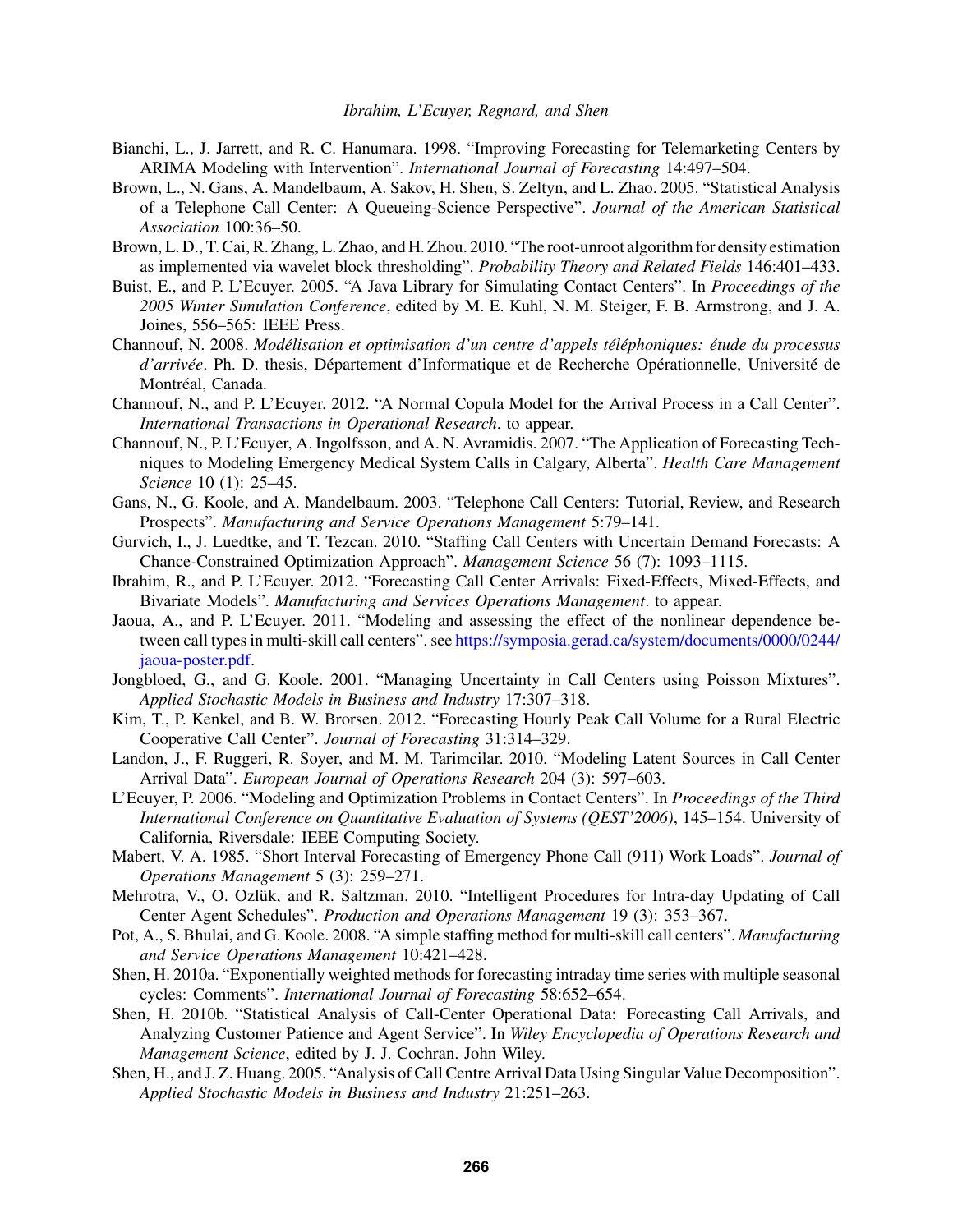Bianchi, L., J. Jarrett, and R. C. Hanumara. 1998. "Improving Forecasting for Telemarketing Centers by ARIMA Modeling with Intervention". *International Journal of Forecasting* 14:497–504.

Brown, L., N. Gans, A. Mandelbaum, A. Sakov, H. Shen, S. Zeltyn, and L. Zhao. 2005. "Statistical Analysis of a Telephone Call Center: A Queueing-Science Perspective". *Journal of the American Statistical Association* 100:36–50.

Brown, L. D., T. Cai, R. Zhang, L. Zhao, and H. Zhou. 2010. "The root-unroot algorithm for density estimation as implemented via wavelet block thresholding". *Probability Theory and Related Fields* 146:401–433.

Buist, E., and P. L'Ecuyer. 2005. "A Java Library for Simulating Contact Centers". In *Proceedings of the 2005 Winter Simulation Conference*, edited by M. E. Kuhl, N. M. Steiger, F. B. Armstrong, and J. A. Joines, 556–565: IEEE Press.

Channouf, N. 2008. *Modélisation et optimisation d'un centre d'appels téléphoniques: étude du processus d'arrivée*. Ph. D. thesis, Département d'Informatique et de Recherche Opérationnelle, Université de Montréal, Canada.

Channouf, N., and P. L'Ecuyer. 2012. "A Normal Copula Model for the Arrival Process in a Call Center". *International Transactions in Operational Research*. to appear.

Channouf, N., P. L'Ecuyer, A. Ingolfsson, and A. N. Avramidis. 2007. "The Application of Forecasting Techniques to Modeling Emergency Medical System Calls in Calgary, Alberta". *Health Care Management Science* 10 (1): 25–45.

Gans, N., G. Koole, and A. Mandelbaum. 2003. "Telephone Call Centers: Tutorial, Review, and Research Prospects". *Manufacturing and Service Operations Management* 5:79–141.

Gurvich, I., J. Luedtke, and T. Tezcan. 2010. "Staffing Call Centers with Uncertain Demand Forecasts: A Chance-Constrained Optimization Approach". *Management Science* 56 (7): 1093–1115.

Ibrahim, R., and P. L'Ecuyer. 2012. "Forecasting Call Center Arrivals: Fixed-Effects, Mixed-Effects, and Bivariate Models". *Manufacturing and Services Operations Management*. to appear.

Jaoua, A., and P. L'Ecuyer. 2011. "Modeling and assessing the effect of the nonlinear dependence between call types in multi-skill call centers". see https://symposia.gerad.ca/system/documents/0000/0244/jaoua-poster.pdf.

Jongbloed, G., and G. Koole. 2001. "Managing Uncertainty in Call Centers using Poisson Mixtures". *Applied Stochastic Models in Business and Industry* 17:307–318.

Kim, T., P. Kenkel, and B. W. Brorsen. 2012. "Forecasting Hourly Peak Call Volume for a Rural Electric Cooperative Call Center". *Journal of Forecasting* 31:314–329.

Landon, J., F. Ruggeri, R. Soyer, and M. M. Tarimcilar. 2010. "Modeling Latent Sources in Call Center Arrival Data". *European Journal of Operations Research* 204 (3): 597–603.

L'Ecuyer, P. 2006. "Modeling and Optimization Problems in Contact Centers". In *Proceedings of the Third International Conference on Quantitative Evaluation of Systems (QEST'2006)*, 145–154. University of California, Riversdale: IEEE Computing Society.

Mabert, V. A. 1985. "Short Interval Forecasting of Emergency Phone Call (911) Work Loads". *Journal of Operations Management* 5 (3): 259–271.

Mehrotra, V., O. Ozlük, and R. Saltzman. 2010. "Intelligent Procedures for Intra-day Updating of Call Center Agent Schedules". *Production and Operations Management* 19 (3): 353–367.

Pot, A., S. Bhulai, and G. Koole. 2008. "A simple staffing method for multi-skill call centers". *Manufacturing and Service Operations Management* 10:421–428.

Shen, H. 2010a. "Exponentially weighted methods for forecasting intraday time series with multiple seasonal cycles: Comments". *International Journal of Forecasting* 58:652–654.

Shen, H. 2010b. "Statistical Analysis of Call-Center Operational Data: Forecasting Call Arrivals, and Analyzing Customer Patience and Agent Service". In *Wiley Encyclopedia of Operations Research and Management Science*, edited by J. J. Cochran. John Wiley.

Shen, H., and J. Z. Huang. 2005. "Analysis of Call Centre Arrival Data Using Singular Value Decomposition". *Applied Stochastic Models in Business and Industry* 21:251–263.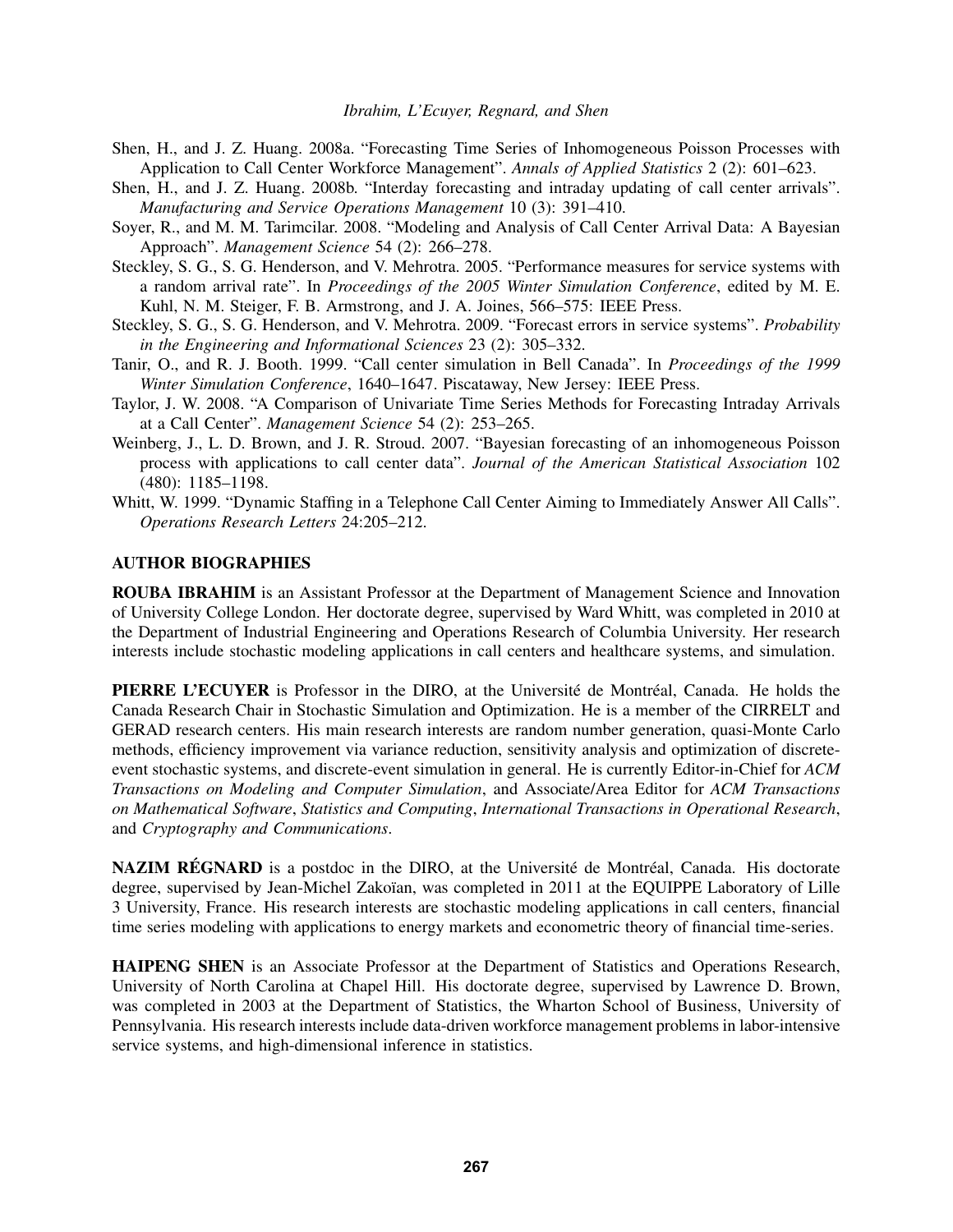Shen, H., and J. Z. Huang. 2008a. "Forecasting Time Series of Inhomogeneous Poisson Processes with Application to Call Center Workforce Management". *Annals of Applied Statistics* 2 (2): 601–623.

Shen, H., and J. Z. Huang. 2008b. "Interday forecasting and intraday updating of call center arrivals". *Manufacturing and Service Operations Management* 10 (3): 391–410.

Soyer, R., and M. M. Tarimcilar. 2008. "Modeling and Analysis of Call Center Arrival Data: A Bayesian Approach". *Management Science* 54 (2): 266–278.

Steckley, S. G., S. G. Henderson, and V. Mehrotra. 2005. "Performance measures for service systems with a random arrival rate". In *Proceedings of the 2005 Winter Simulation Conference*, edited by M. E. Kuhl, N. M. Steiger, F. B. Armstrong, and J. A. Joines, 566–575: IEEE Press.

Steckley, S. G., S. G. Henderson, and V. Mehrotra. 2009. "Forecast errors in service systems". *Probability in the Engineering and Informational Sciences* 23 (2): 305–332.

Tanir, O., and R. J. Booth. 1999. "Call center simulation in Bell Canada". In *Proceedings of the 1999 Winter Simulation Conference*, 1640–1647. Piscataway, New Jersey: IEEE Press.

Taylor, J. W. 2008. "A Comparison of Univariate Time Series Methods for Forecasting Intraday Arrivals at a Call Center". *Management Science* 54 (2): 253–265.

Weinberg, J., L. D. Brown, and J. R. Stroud. 2007. "Bayesian forecasting of an inhomogeneous Poisson process with applications to call center data". *Journal of the American Statistical Association* 102 (480): 1185–1198.

Whitt, W. 1999. "Dynamic Staffing in a Telephone Call Center Aiming to Immediately Answer All Calls". *Operations Research Letters* 24:205–212.

## AUTHOR BIOGRAPHIES

**ROUBA IBRAHIM** is an Assistant Professor at the Department of Management Science and Innovation of University College London. Her doctorate degree, supervised by Ward Whitt, was completed in 2010 at the Department of Industrial Engineering and Operations Research of Columbia University. Her research interests include stochastic modeling applications in call centers and healthcare systems, and simulation.

**PIERRE L'ECUYER** is Professor in the DIRO, at the Université de Montréal, Canada. He holds the Canada Research Chair in Stochastic Simulation and Optimization. He is a member of the CIRRELT and GERAD research centers. His main research interests are random number generation, quasi-Monte Carlo methods, efficiency improvement via variance reduction, sensitivity analysis and optimization of discrete-event stochastic systems, and discrete-event simulation in general. He is currently Editor-in-Chief for *ACM Transactions on Modeling and Computer Simulation*, and Associate/Area Editor for *ACM Transactions on Mathematical Software*, *Statistics and Computing*, *International Transactions in Operational Research*, and *Cryptography and Communications*.

**NAZIM RÉGNARD** is a postdoc in the DIRO, at the Université de Montréal, Canada. His doctorate degree, supervised by Jean-Michel Zakoïan, was completed in 2011 at the EQUIPPE Laboratory of Lille 3 University, France. His research interests are stochastic modeling applications in call centers, financial time series modeling with applications to energy markets and econometric theory of financial time-series.

**HAIPENG SHEN** is an Associate Professor at the Department of Statistics and Operations Research, University of North Carolina at Chapel Hill. His doctorate degree, supervised by Lawrence D. Brown, was completed in 2003 at the Department of Statistics, the Wharton School of Business, University of Pennsylvania. His research interests include data-driven workforce management problems in labor-intensive service systems, and high-dimensional inference in statistics.